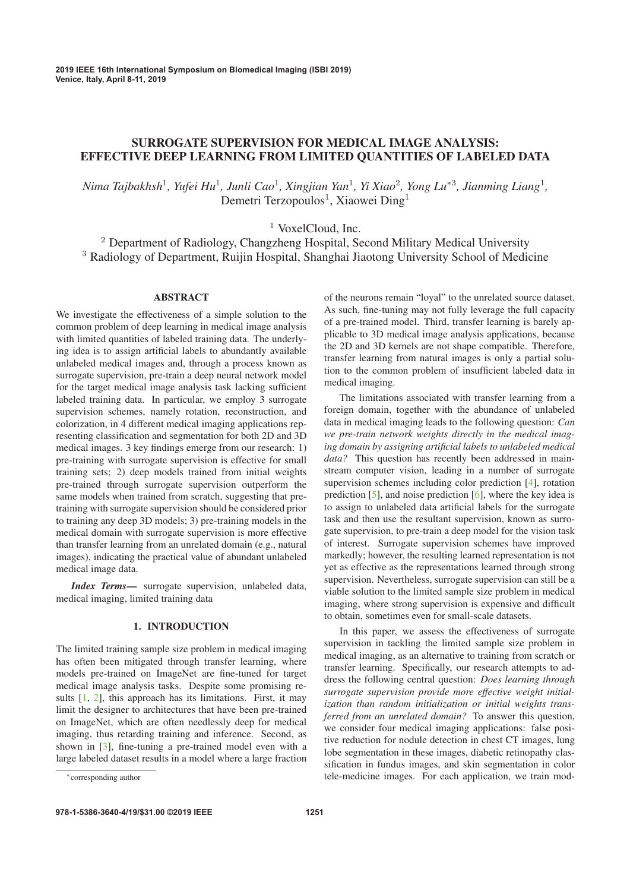# SURROGATE SUPERVISION FOR MEDICAL IMAGE ANALYSIS: EFFECTIVE DEEP LEARNING FROM LIMITED QUANTITIES OF LABELED DATA

*Nima Tajbakhsh*[1], *Yufei Hu*[1], *Junli Cao*[1], *Xingjian Yan*[1], *Yi Xiao*[2], *Yong Lu*[*3], *Jianming Liang*[1], Demetri Terzopoulos[1], Xiaowei Ding[1]

[1] VoxelCloud, Inc.

[2] Department of Radiology, Changzheng Hospital, Second Military Medical University

[3] Radiology of Department, Ruijin Hospital, Shanghai Jiaotong University School of Medicine

## ABSTRACT

We investigate the effectiveness of a simple solution to the common problem of deep learning in medical image analysis with limited quantities of labeled training data. The underlying idea is to assign artificial labels to abundantly available unlabeled medical images and, through a process known as surrogate supervision, pre-train a deep neural network model for the target medical image analysis task lacking sufficient labeled training data. In particular, we employ 3 surrogate supervision schemes, namely rotation, reconstruction, and colorization, in 4 different medical imaging applications representing classification and segmentation for both 2D and 3D medical images. 3 key findings emerge from our research: 1) pre-training with surrogate supervision is effective for small training sets; 2) deep models trained from initial weights pre-trained through surrogate supervision outperform the same models when trained from scratch, suggesting that pre-training with surrogate supervision should be considered prior to training any deep 3D models; 3) pre-training models in the medical domain with surrogate supervision is more effective than transfer learning from an unrelated domain (e.g., natural images), indicating the practical value of abundant unlabeled medical image data.

***Index Terms*—** surrogate supervision, unlabeled data, medical imaging, limited training data

## 1. INTRODUCTION

The limited training sample size problem in medical imaging has often been mitigated through transfer learning, where models pre-trained on ImageNet are fine-tuned for target medical image analysis tasks. Despite some promising results [1, 2], this approach has its limitations. First, it may limit the designer to architectures that have been pre-trained on ImageNet, which are often needlessly deep for medical imaging, thus retarding training and inference. Second, as shown in [3], fine-tuning a pre-trained model even with a large labeled dataset results in a model where a large fraction of the neurons remain "loyal" to the unrelated source dataset. As such, fine-tuning may not fully leverage the full capacity of a pre-trained model. Third, transfer learning is barely applicable to 3D medical image analysis applications, because the 2D and 3D kernels are not shape compatible. Therefore, transfer learning from natural images is only a partial solution to the common problem of insufficient labeled data in medical imaging.

The limitations associated with transfer learning from a foreign domain, together with the abundance of unlabeled data in medical imaging leads to the following question: *Can we pre-train network weights directly in the medical imaging domain by assigning artificial labels to unlabeled medical data?* This question has recently been addressed in mainstream computer vision, leading in a number of surrogate supervision schemes including color prediction [4], rotation prediction [5], and noise prediction [6], where the key idea is to assign to unlabeled data artificial labels for the surrogate task and then use the resultant supervision, known as surrogate supervision, to pre-train a deep model for the vision task of interest. Surrogate supervision schemes have improved markedly; however, the resulting learned representation is not yet as effective as the representations learned through strong supervision. Nevertheless, surrogate supervision can still be a viable solution to the limited sample size problem in medical imaging, where strong supervision is expensive and difficult to obtain, sometimes even for small-scale datasets.

In this paper, we assess the effectiveness of surrogate supervision in tackling the limited sample size problem in medical imaging, as an alternative to training from scratch or transfer learning. Specifically, our research attempts to address the following central question: *Does learning through surrogate supervision provide more effective weight initialization than random initialization or initial weights transferred from an unrelated domain?* To answer this question, we consider four medical imaging applications: false positive reduction for nodule detection in chest CT images, lung lobe segmentation in these images, diabetic retinopathy classification in fundus images, and skin segmentation in color tele-medicine images. For each application, we train mod-

*corresponding author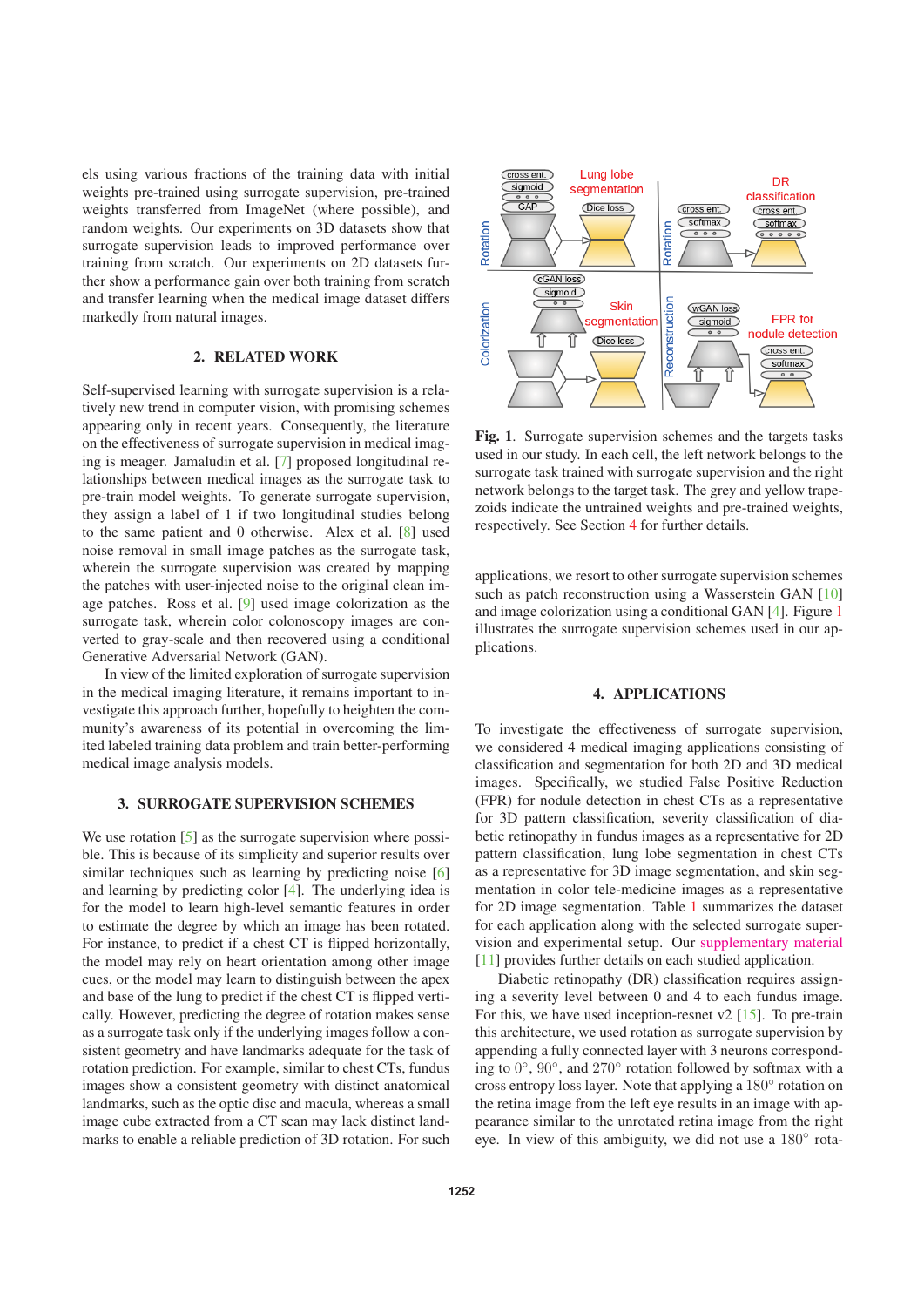els using various fractions of the training data with initial weights pre-trained using surrogate supervision, pre-trained weights transferred from ImageNet (where possible), and random weights. Our experiments on 3D datasets show that surrogate supervision leads to improved performance over training from scratch. Our experiments on 2D datasets further show a performance gain over both training from scratch and transfer learning when the medical image dataset differs markedly from natural images.

## 2. RELATED WORK

Self-supervised learning with surrogate supervision is a relatively new trend in computer vision, with promising schemes appearing only in recent years. Consequently, the literature on the effectiveness of surrogate supervision in medical imaging is meager. Jamaludin et al. [7] proposed longitudinal relationships between medical images as the surrogate task to pre-train model weights. To generate surrogate supervision, they assign a label of 1 if two longitudinal studies belong to the same patient and 0 otherwise. Alex et al. [8] used noise removal in small image patches as the surrogate task, wherein the surrogate supervision was created by mapping the patches with user-injected noise to the original clean image patches. Ross et al. [9] used image colorization as the surrogate task, wherein color colonoscopy images are converted to gray-scale and then recovered using a conditional Generative Adversarial Network (GAN).

In view of the limited exploration of surrogate supervision in the medical imaging literature, it remains important to investigate this approach further, hopefully to heighten the community's awareness of its potential in overcoming the limited labeled training data problem and train better-performing medical image analysis models.

## 3. SURROGATE SUPERVISION SCHEMES

We use rotation [5] as the surrogate supervision where possible. This is because of its simplicity and superior results over similar techniques such as learning by predicting noise [6] and learning by predicting color [4]. The underlying idea is for the model to learn high-level semantic features in order to estimate the degree by which an image has been rotated. For instance, to predict if a chest CT is flipped horizontally, the model may rely on heart orientation among other image cues, or the model may learn to distinguish between the apex and base of the lung to predict if the chest CT is flipped vertically. However, predicting the degree of rotation makes sense as a surrogate task only if the underlying images follow a consistent geometry and have landmarks adequate for the task of rotation prediction. For example, similar to chest CTs, fundus images show a consistent geometry with distinct anatomical landmarks, such as the optic disc and macula, whereas a small image cube extracted from a CT scan may lack distinct landmarks to enable a reliable prediction of 3D rotation. For such applications, we resort to other surrogate supervision schemes such as patch reconstruction using a Wasserstein GAN [10] and image colorization using a conditional GAN [4]. Figure 1 illustrates the surrogate supervision schemes used in our applications.

**Fig. 1**. Surrogate supervision schemes and the targets tasks used in our study. In each cell, the left network belongs to the surrogate task trained with surrogate supervision and the right network belongs to the target task. The grey and yellow trapezoids indicate the untrained weights and pre-trained weights, respectively. See Section 4 for further details.

## 4. APPLICATIONS

To investigate the effectiveness of surrogate supervision, we considered 4 medical imaging applications consisting of classification and segmentation for both 2D and 3D medical images. Specifically, we studied False Positive Reduction (FPR) for nodule detection in chest CTs as a representative for 3D pattern classification, severity classification of diabetic retinopathy in fundus images as a representative for 2D pattern classification, lung lobe segmentation in chest CTs as a representative for 3D image segmentation, and skin segmentation in color tele-medicine images as a representative for 2D image segmentation. Table 1 summarizes the dataset for each application along with the selected surrogate supervision and experimental setup. Our supplementary material [11] provides further details on each studied application.

Diabetic retinopathy (DR) classification requires assigning a severity level between 0 and 4 to each fundus image. For this, we have used inception-resnet v2 [15]. To pre-train this architecture, we used rotation as surrogate supervision by appending a fully connected layer with 3 neurons corresponding to $0°$, $90°$, and $270°$ rotation followed by softmax with a cross entropy loss layer. Note that applying a $180°$ rotation on the retina image from the left eye results in an image with appearance similar to the unrotated retina image from the right eye. In view of this ambiguity, we did not use a $180°$ rota-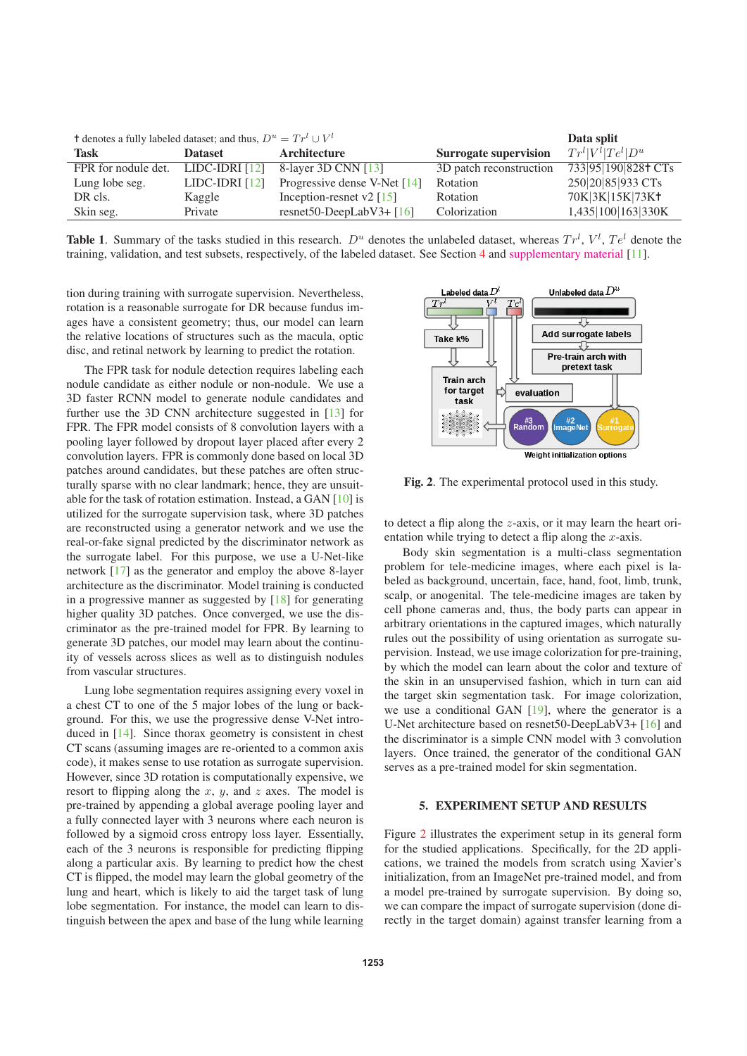† denotes a fully labeled dataset; and thus, $D^u = Tr^l \cup V^l$

| Task | Dataset | Architecture | Surrogate supervision | Data split $Tr^l \| V^l \| Te^l \| D^u$ |
|---|---|---|---|---|
| FPR for nodule det. | LIDC-IDRI [12] | 8-layer 3D CNN [13] | 3D patch reconstruction | 733\|95\|190\|828† CTs |
| Lung lobe seg. | LIDC-IDRI [12] | Progressive dense V-Net [14] | Rotation | 250\|20\|85\|933 CTs |
| DR cls. | Kaggle | Inception-resnet v2 [15] | Rotation | 70K\|3K\|15K\|73K† |
| Skin seg. | Private | resnet50-DeepLabV3+ [16] | Colorization | 1,435\|100\|163\|330K |

**Table 1**. Summary of the tasks studied in this research. $D^u$ denotes the unlabeled dataset, whereas $Tr^l$, $V^l$, $Te^l$ denote the training, validation, and test subsets, respectively, of the labeled dataset. See Section 4 and supplementary material [11].

tion during training with surrogate supervision. Nevertheless, rotation is a reasonable surrogate for DR because fundus images have a consistent geometry; thus, our model can learn the relative locations of structures such as the macula, optic disc, and retinal network by learning to predict the rotation.

The FPR task for nodule detection requires labeling each nodule candidate as either nodule or non-nodule. We use a 3D faster RCNN model to generate nodule candidates and further use the 3D CNN architecture suggested in [13] for FPR. The FPR model consists of 8 convolution layers with a pooling layer followed by dropout layer placed after every 2 convolution layers. FPR is commonly done based on local 3D patches around candidates, but these patches are often structurally sparse with no clear landmark; hence, they are unsuitable for the task of rotation estimation. Instead, a GAN [10] is utilized for the surrogate supervision task, where 3D patches are reconstructed using a generator network and we use the real-or-fake signal predicted by the discriminator network as the surrogate label. For this purpose, we use a U-Net-like network [17] as the generator and employ the above 8-layer architecture as the discriminator. Model training is conducted in a progressive manner as suggested by [18] for generating higher quality 3D patches. Once converged, we use the discriminator as the pre-trained model for FPR. By learning to generate 3D patches, our model may learn about the continuity of vessels across slices as well as to distinguish nodules from vascular structures.

Lung lobe segmentation requires assigning every voxel in a chest CT to one of the 5 major lobes of the lung or background. For this, we use the progressive dense V-Net introduced in [14]. Since thorax geometry is consistent in chest CT scans (assuming images are re-oriented to a common axis code), it makes sense to use rotation as surrogate supervision. However, since 3D rotation is computationally expensive, we resort to flipping along the $x$, $y$, and $z$ axes. The model is pre-trained by appending a global average pooling layer and a fully connected layer with 3 neurons where each neuron is followed by a sigmoid cross entropy loss layer. Essentially, each of the 3 neurons is responsible for predicting flipping along a particular axis. By learning to predict how the chest CT is flipped, the model may learn the global geometry of the lung and heart, which is likely to aid the target task of lung lobe segmentation. For instance, the model can learn to distinguish between the apex and base of the lung while learning to detect a flip along the $z$-axis, or it may learn the heart orientation while trying to detect a flip along the $x$-axis.

**Fig. 2**. The experimental protocol used in this study.

Body skin segmentation is a multi-class segmentation problem for tele-medicine images, where each pixel is labeled as background, uncertain, face, hand, foot, limb, trunk, scalp, or anogenital. The tele-medicine images are taken by cell phone cameras and, thus, the body parts can appear in arbitrary orientations in the captured images, which naturally rules out the possibility of using orientation as surrogate supervision. Instead, we use image colorization for pre-training, by which the model can learn about the color and texture of the skin in an unsupervised fashion, which in turn can aid the target skin segmentation task. For image colorization, we use a conditional GAN [19], where the generator is a U-Net architecture based on resnet50-DeepLabV3+ [16] and the discriminator is a simple CNN model with 3 convolution layers. Once trained, the generator of the conditional GAN serves as a pre-trained model for skin segmentation.

## 5. EXPERIMENT SETUP AND RESULTS

Figure 2 illustrates the experiment setup in its general form for the studied applications. Specifically, for the 2D applications, we trained the models from scratch using Xavier's initialization, from an ImageNet pre-trained model, and from a model pre-trained by surrogate supervision. By doing so, we can compare the impact of surrogate supervision (done directly in the target domain) against transfer learning from a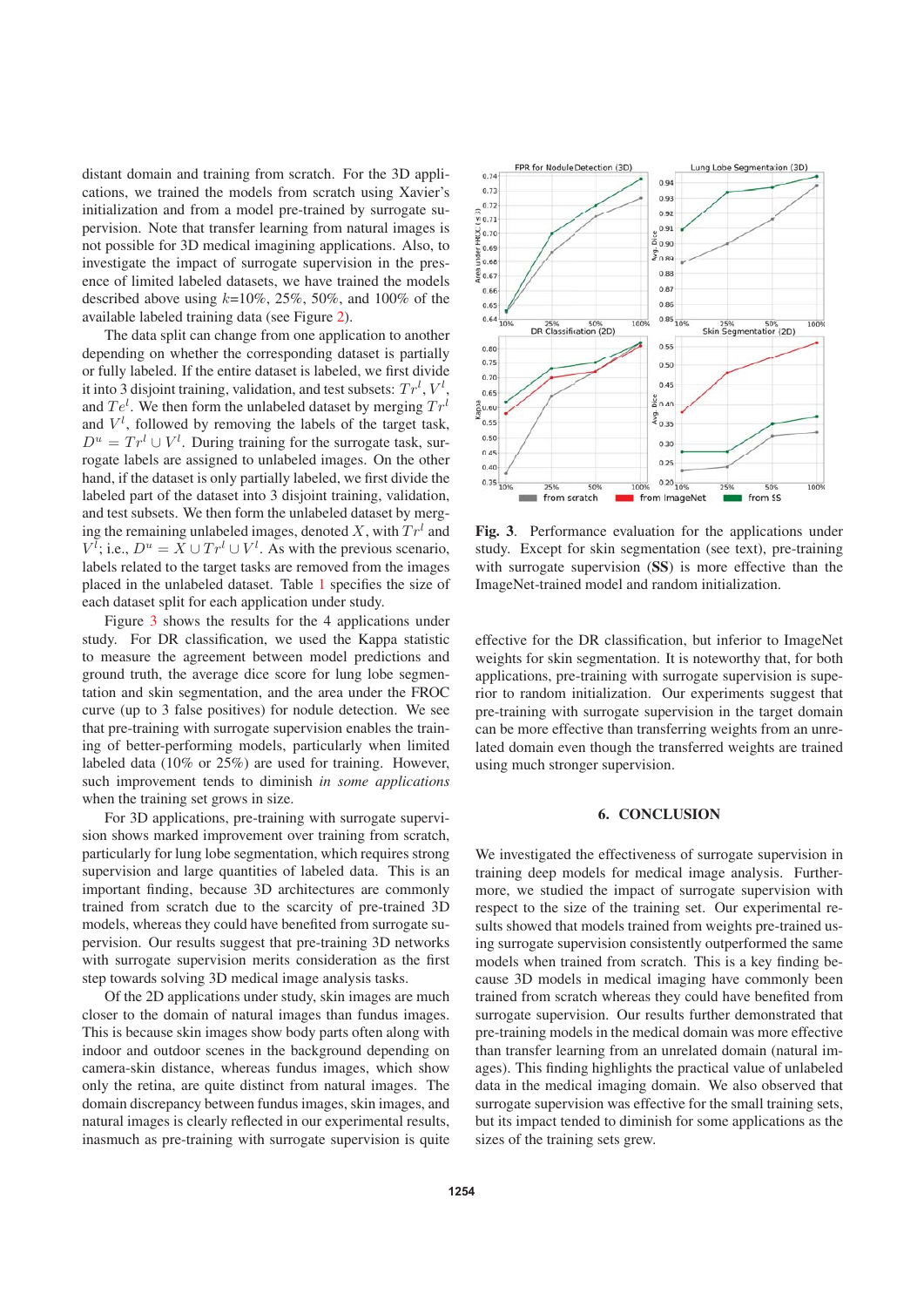distant domain and training from scratch. For the 3D applications, we trained the models from scratch using Xavier's initialization and from a model pre-trained by surrogate supervision. Note that transfer learning from natural images is not possible for 3D medical imaging applications. Also, to investigate the impact of surrogate supervision in the presence of limited labeled datasets, we have trained the models described above using $k$=10%, 25%, 50%, and 100% of the available labeled training data (see Figure 2).

The data split can change from one application to another depending on whether the corresponding dataset is partially or fully labeled. If the entire dataset is labeled, we first divide it into 3 disjoint training, validation, and test subsets: $Tr^l$, $V^l$, and $Te^l$. We then form the unlabeled dataset by merging $Tr^l$ and $V^l$, followed by removing the labels of the target task, $D^u = Tr^l \cup V^l$. During training for the surrogate task, surrogate labels are assigned to unlabeled images. On the other hand, if the dataset is only partially labeled, we first divide the labeled part of the dataset into 3 disjoint training, validation, and test subsets. We then form the unlabeled dataset by merging the remaining unlabeled images, denoted $X$, with $Tr^l$ and $V^l$; i.e., $D^u = X \cup Tr^l \cup V^l$. As with the previous scenario, labels related to the target tasks are removed from the images placed in the unlabeled dataset. Table 1 specifies the size of each dataset split for each application under study.

Figure 3 shows the results for the 4 applications under study. For DR classification, we used the Kappa statistic to measure the agreement between model predictions and ground truth, the average dice score for lung lobe segmentation and skin segmentation, and the area under the FROC curve (up to 3 false positives) for nodule detection. We see that pre-training with surrogate supervision enables the training of better-performing models, particularly when limited labeled data (10% or 25%) are used for training. However, such improvement tends to diminish *in some applications* when the training set grows in size.

For 3D applications, pre-training with surrogate supervision shows marked improvement over training from scratch, particularly for lung lobe segmentation, which requires strong supervision and large quantities of labeled data. This is an important finding, because 3D architectures are commonly trained from scratch due to the scarcity of pre-trained 3D models, whereas they could have benefited from surrogate supervision. Our results suggest that pre-training 3D networks with surrogate supervision merits consideration as the first step towards solving 3D medical image analysis tasks.

Of the 2D applications under study, skin images are much closer to the domain of natural images than fundus images. This is because skin images show body parts often along with indoor and outdoor scenes in the background depending on camera-skin distance, whereas fundus images, which show only the retina, are quite distinct from natural images. The domain discrepancy between fundus images, skin images, and natural images is clearly reflected in our experimental results, inasmuch as pre-training with surrogate supervision is quite effective for the DR classification, but inferior to ImageNet weights for skin segmentation. It is noteworthy that, for both applications, pre-training with surrogate supervision is superior to random initialization. Our experiments suggest that pre-training with surrogate supervision in the target domain can be more effective than transferring weights from an unrelated domain even though the transferred weights are trained using much stronger supervision.

**Fig. 3**. Performance evaluation for the applications under study. Except for skin segmentation (see text), pre-training with surrogate supervision (**SS**) is more effective than the ImageNet-trained model and random initialization.

## 6. CONCLUSION

We investigated the effectiveness of surrogate supervision in training deep models for medical image analysis. Furthermore, we studied the impact of surrogate supervision with respect to the size of the training set. Our experimental results showed that models trained from weights pre-trained using surrogate supervision consistently outperformed the same models when trained from scratch. This is a key finding because 3D models in medical imaging have commonly been trained from scratch whereas they could have benefited from surrogate supervision. Our results further demonstrated that pre-training models in the medical domain was more effective than transfer learning from an unrelated domain (natural images). This finding highlights the practical value of unlabeled data in the medical imaging domain. We also observed that surrogate supervision was effective for the small training sets, but its impact tended to diminish for some applications as the sizes of the training sets grew.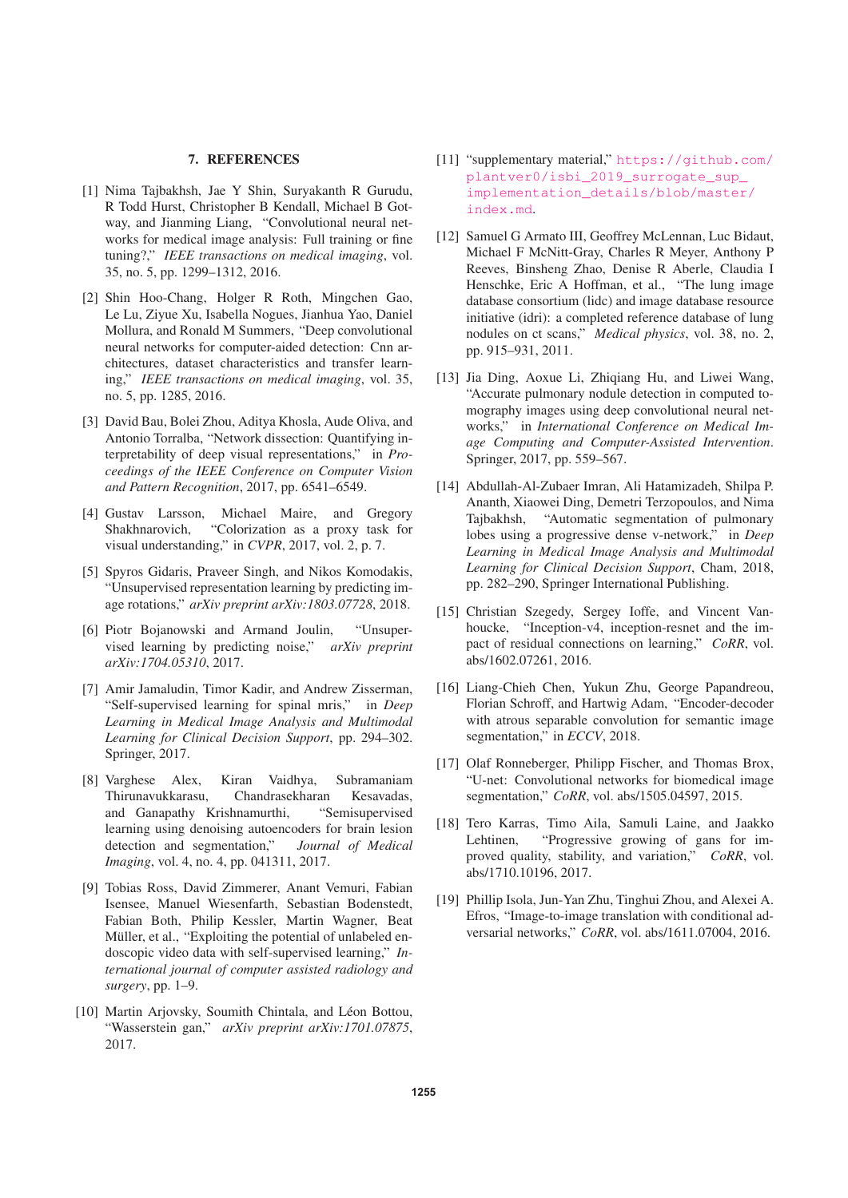## 7. REFERENCES

[1] Nima Tajbakhsh, Jae Y Shin, Suryakanth R Gurudu, R Todd Hurst, Christopher B Kendall, Michael B Gotway, and Jianming Liang, "Convolutional neural networks for medical image analysis: Full training or fine tuning?," *IEEE transactions on medical imaging*, vol. 35, no. 5, pp. 1299–1312, 2016.

[2] Shin Hoo-Chang, Holger R Roth, Mingchen Gao, Le Lu, Ziyue Xu, Isabella Nogues, Jianhua Yao, Daniel Mollura, and Ronald M Summers, "Deep convolutional neural networks for computer-aided detection: Cnn architectures, dataset characteristics and transfer learning," *IEEE transactions on medical imaging*, vol. 35, no. 5, pp. 1285, 2016.

[3] David Bau, Bolei Zhou, Aditya Khosla, Aude Oliva, and Antonio Torralba, "Network dissection: Quantifying interpretability of deep visual representations," in *Proceedings of the IEEE Conference on Computer Vision and Pattern Recognition*, 2017, pp. 6541–6549.

[4] Gustav Larsson, Michael Maire, and Gregory Shakhnarovich, "Colorization as a proxy task for visual understanding," in *CVPR*, 2017, vol. 2, p. 7.

[5] Spyros Gidaris, Praveer Singh, and Nikos Komodakis, "Unsupervised representation learning by predicting image rotations," *arXiv preprint arXiv:1803.07728*, 2018.

[6] Piotr Bojanowski and Armand Joulin, "Unsupervised learning by predicting noise," *arXiv preprint arXiv:1704.05310*, 2017.

[7] Amir Jamaludin, Timor Kadir, and Andrew Zisserman, "Self-supervised learning for spinal mris," in *Deep Learning in Medical Image Analysis and Multimodal Learning for Clinical Decision Support*, pp. 294–302. Springer, 2017.

[8] Varghese Alex, Kiran Vaidhya, Subramaniam Thirunavukkarasu, Chandrasekharan Kesavadas, and Ganapathy Krishnamurthi, "Semisupervised learning using denoising autoencoders for brain lesion detection and segmentation," *Journal of Medical Imaging*, vol. 4, no. 4, pp. 041311, 2017.

[9] Tobias Ross, David Zimmerer, Anant Vemuri, Fabian Isensee, Manuel Wiesenfarth, Sebastian Bodenstedt, Fabian Both, Philip Kessler, Martin Wagner, Beat Müller, et al., "Exploiting the potential of unlabeled endoscopic video data with self-supervised learning," *International journal of computer assisted radiology and surgery*, pp. 1–9.

[10] Martin Arjovsky, Soumith Chintala, and Léon Bottou, "Wasserstein gan," *arXiv preprint arXiv:1701.07875*, 2017.

[11] "supplementary material," https://github.com/plantver0/isbi_2019_surrogate_sup_implementation_details/blob/master/index.md.

[12] Samuel G Armato III, Geoffrey McLennan, Luc Bidaut, Michael F McNitt-Gray, Charles R Meyer, Anthony P Reeves, Binsheng Zhao, Denise R Aberle, Claudia I Henschke, Eric A Hoffman, et al., "The lung image database consortium (lidc) and image database resource initiative (idri): a completed reference database of lung nodules on ct scans," *Medical physics*, vol. 38, no. 2, pp. 915–931, 2011.

[13] Jia Ding, Aoxue Li, Zhiqiang Hu, and Liwei Wang, "Accurate pulmonary nodule detection in computed tomography images using deep convolutional neural networks," in *International Conference on Medical Image Computing and Computer-Assisted Intervention*. Springer, 2017, pp. 559–567.

[14] Abdullah-Al-Zubaer Imran, Ali Hatamizadeh, Shilpa P. Ananth, Xiaowei Ding, Demetri Terzopoulos, and Nima Tajbakhsh, "Automatic segmentation of pulmonary lobes using a progressive dense v-network," in *Deep Learning in Medical Image Analysis and Multimodal Learning for Clinical Decision Support*, Cham, 2018, pp. 282–290, Springer International Publishing.

[15] Christian Szegedy, Sergey Ioffe, and Vincent Vanhoucke, "Inception-v4, inception-resnet and the impact of residual connections on learning," *CoRR*, vol. abs/1602.07261, 2016.

[16] Liang-Chieh Chen, Yukun Zhu, George Papandreou, Florian Schroff, and Hartwig Adam, "Encoder-decoder with atrous separable convolution for semantic image segmentation," in *ECCV*, 2018.

[17] Olaf Ronneberger, Philipp Fischer, and Thomas Brox, "U-net: Convolutional networks for biomedical image segmentation," *CoRR*, vol. abs/1505.04597, 2015.

[18] Tero Karras, Timo Aila, Samuli Laine, and Jaakko Lehtinen, "Progressive growing of gans for improved quality, stability, and variation," *CoRR*, vol. abs/1710.10196, 2017.

[19] Phillip Isola, Jun-Yan Zhu, Tinghui Zhou, and Alexei A. Efros, "Image-to-image translation with conditional adversarial networks," *CoRR*, vol. abs/1611.07004, 2016.